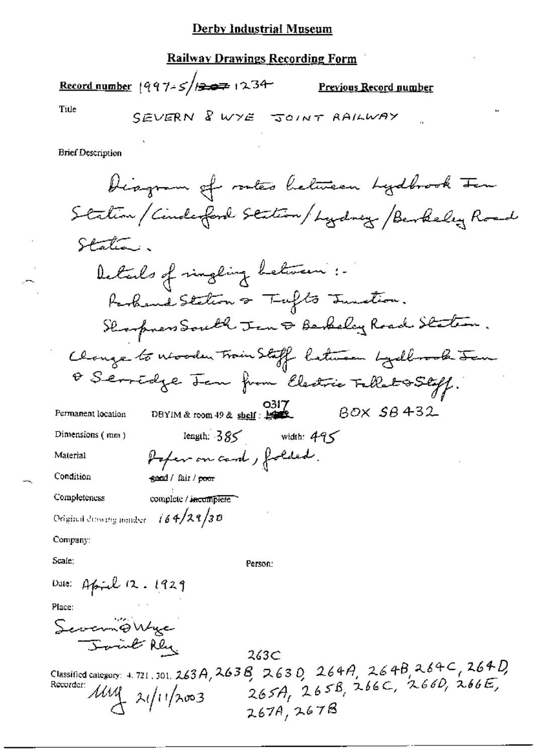# Derby Industrial Museum

## Railway Drawings Recording Form

**Record number** 1997-5/~~1207~~ 1234 **Previous Record number**

Title

SEVERN & WYE JOINT RAILWAY

Brief Description

Diagram of routes between Lydbrook Jcn Station / Cinderford Station / Lydney / Berkeley Road Station.

Details of singling between:-

Parkend Station & Tufts Junction.

Sharpness South Jcn & Berkeley Road Station.

Change to wooden Train Staff between Lydbrook Jcn & Serridge Jcn from Electric Tablet & Staff.

Permanent location DBYIM & room 49 & shelf: ~~1902~~ 0317 BOX SB432

Dimensions (mm) length: 385 width: 495

Material Paper on card, folded.

Condition ~~good~~ / fair / ~~poor~~

Completeness complete / ~~incomplete~~

Original drawing number 164/29/30

Company:

Scale: Person:

Date: April 12. 1929

Place:

Severn & Wye Joint Rly

Classified category: 4. 721, 301, 263A, 263B, 263C, 263D, 264A, 264B, 264C, 264D, 265A, 265B, 266C, 266D, 266E, 267A, 267B

Recorder: MUG 21/11/2003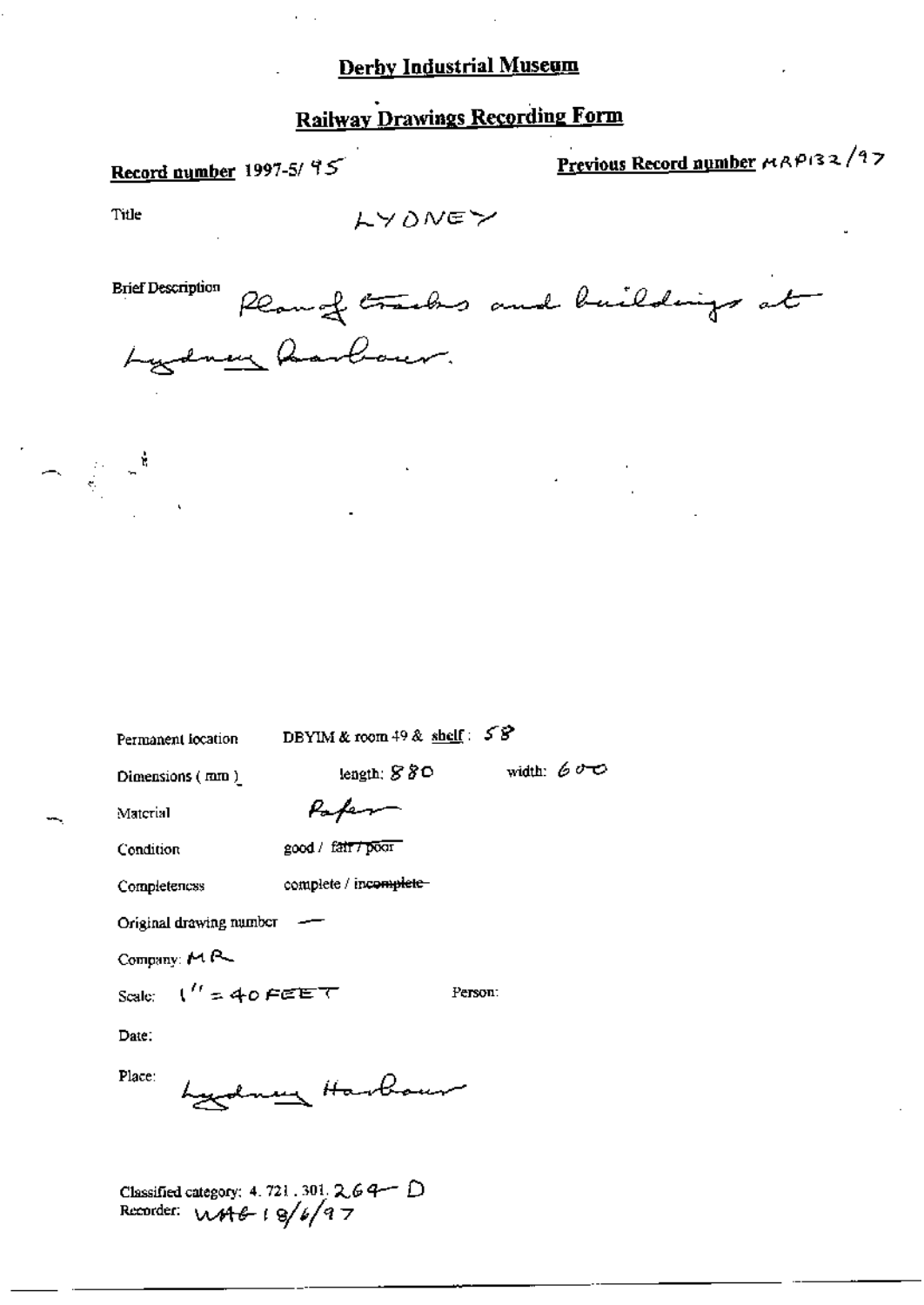**Derby Industrial Museum**

**Railway Drawings Recording Form**

**Record number** 1997-5/ 95

**Previous Record number** MRP132/97

Title LYDNEY

Brief Description Plan of tracks and buildings at Lydney Harbour.

Permanent location DBYIM & room 49 & shelf: 58

Dimensions (mm) length: 880 width: 600

Material Paper

Condition good / ~~fair / poor~~

Completeness complete / ~~incomplete~~

Original drawing number —

Company: MR

Scale: 1" = 40 FEET Person:

Date:

Place: Lydney Harbour

Classified category: 4. 721 . 301. 264 — D
Recorder: WHB 18/6/97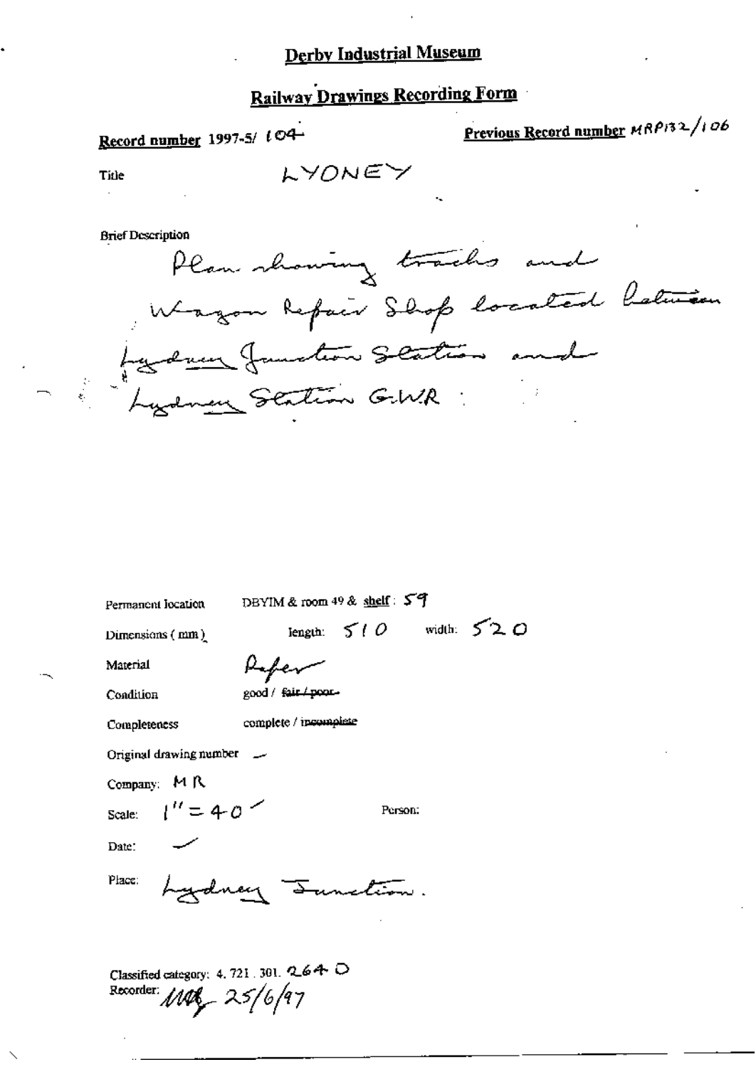# Derby Industrial Museum

## Railway Drawings Recording Form

**Record number** 1997-5/ 104 **Previous Record number** MRP132/106

Title LYONEY

Brief Description

Plan showing tracks and Wagon Repair Shop located between Lydney Junction Station and Lydney Station G.W.R

Permanent location DBYIM & room 49 & shelf: 59

Dimensions (mm) length: 510 width: 520

Material Paper

Condition good / ~~fair / poor~~

Completeness complete / ~~incomplete~~

Original drawing number —

Company: MR

Scale: 1" = 40' Person:

Date: —

Place: Lydney Junction.

Classified category: 4. 721. 301. 264 D

Recorder: MMG 25/6/97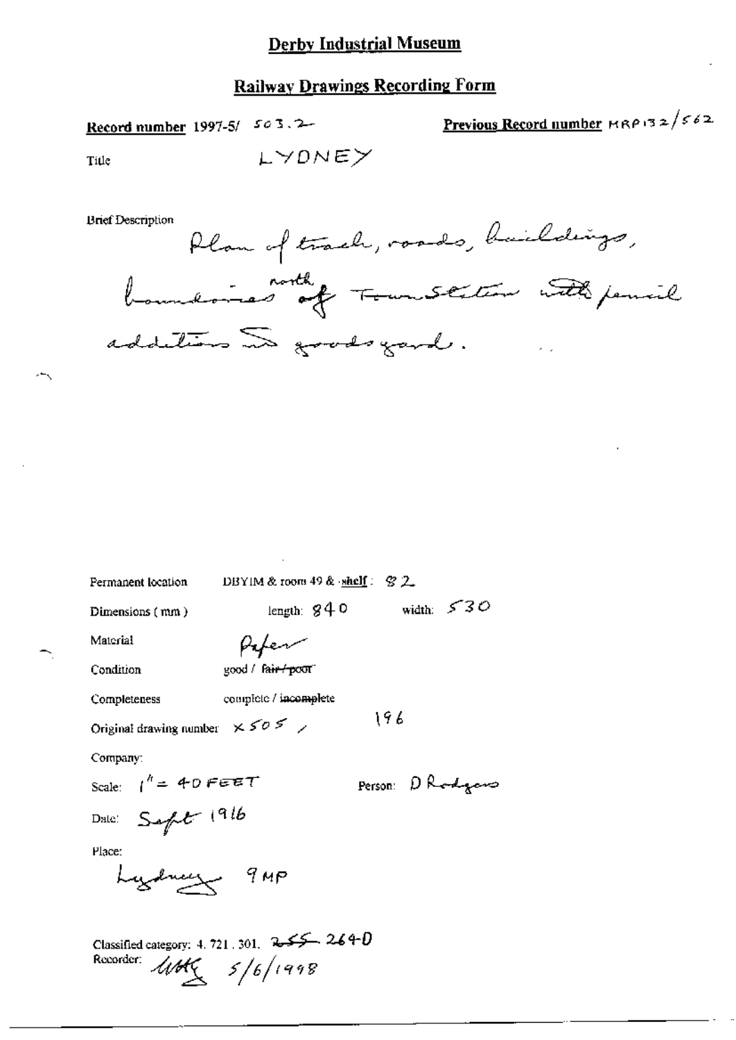# Derby Industrial Museum

## Railway Drawings Recording Form

**Record number** 1997-5/ 503.2

**Previous Record number** MRP132/562

Title LYDNEY

Brief Description

Plan of track, roads, buildings, boundaries north of Town Station with pencil additions to goods yard.

Permanent location DBYIM & room 49 & shelf : 82

Dimensions (mm) length: 840 width: 530

Material Paper

Condition good / ~~fair / poor~~

Completeness complete / ~~incomplete~~

Original drawing number X505 / 196

Company:

Scale: 1" = 40 FEET

Person: D Rodgers

Date: Sept 1916

Place:

Lydney 9MP

Classified category: 4. 721. 301. ~~255~~ 264-D

Recorder: MHK 5/6/1998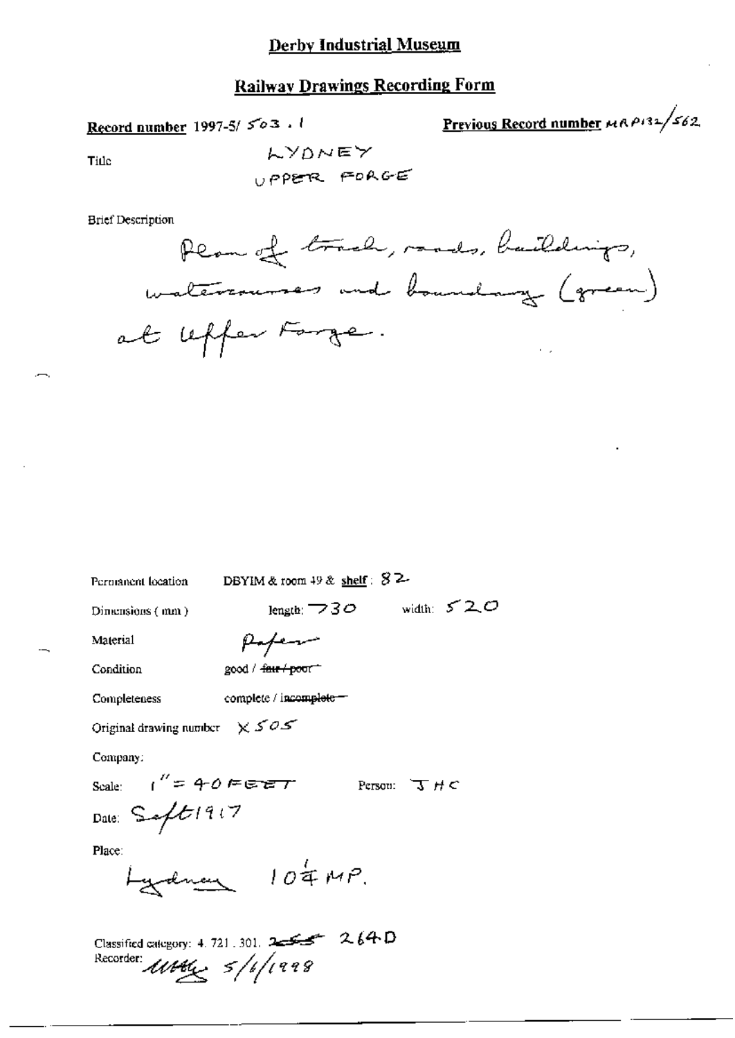# Derby Industrial Museum

## Railway Drawings Recording Form

**Record number** 1997-5/ 503 . 1

**Previous Record number** MRP132/562

Title LYDNEY UPPER FORGE

Brief Description

Plan of track, roads, buildings, watercourses and boundary (green) at Upper Forge.

Permanent location DBYIM & room 49 & shelf: 82

Dimensions (mm) length: 730 width: 520

Material Paper

Condition good / ~~fair / poor~~

Completeness complete / ~~incomplete~~

Original drawing number X 505

Company:

Scale: 1" = 40 FEET Person: JHC

Date: Sept 1917

Place:

Lydney 10¼ MP.

Classified category: 4. 721 . 301. ~~255~~ 264D

Recorder: [signature] 5/6/1998